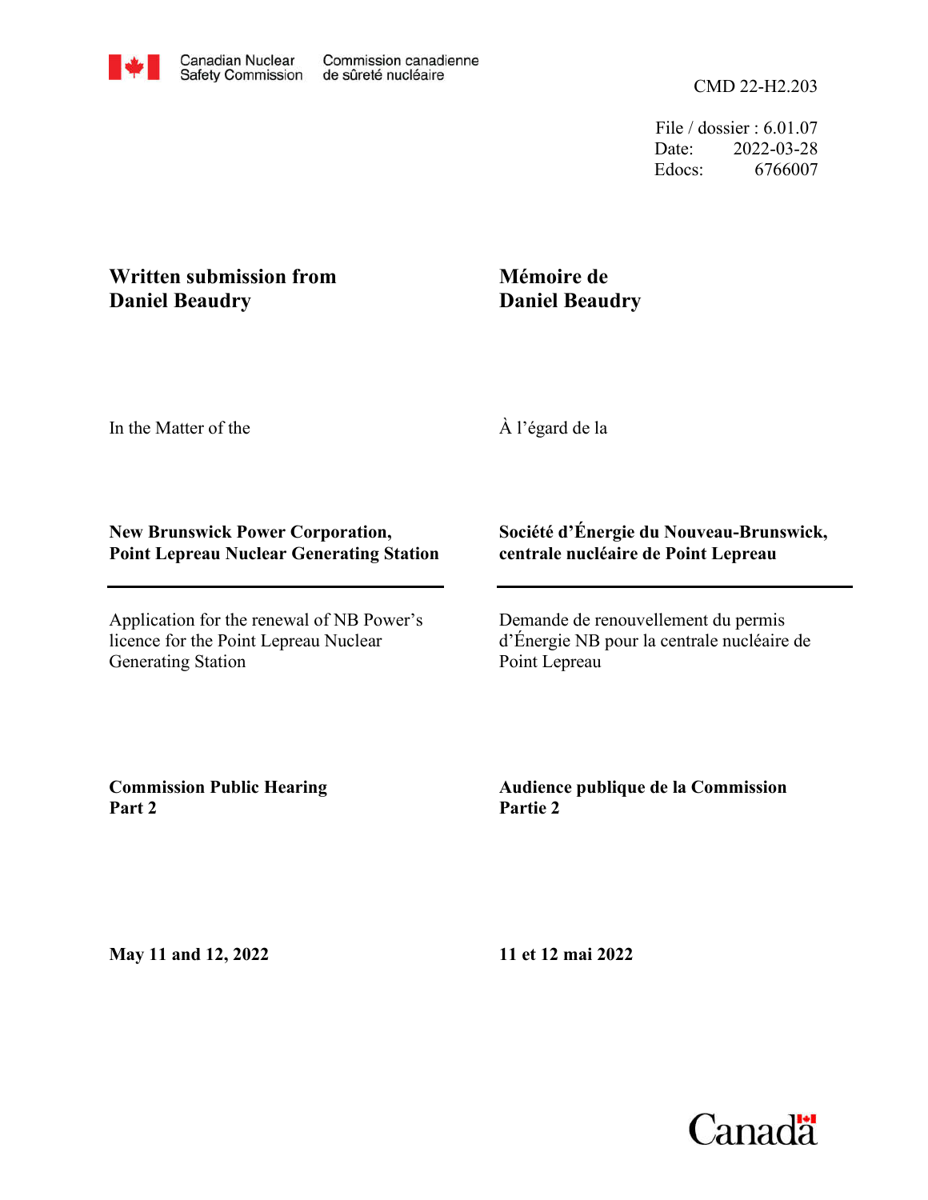Canadian Nuclear Safety Commission | Commission canadienne de sûreté nucléaire

CMD 22-H2.203

File / dossier : 6.01.07
Date: 2022-03-28
Edocs: 6766007

**Written submission from Daniel Beaudry**

**Mémoire de Daniel Beaudry**

In the Matter of the

À l'égard de la

**New Brunswick Power Corporation, Point Lepreau Nuclear Generating Station**

**Société d'Énergie du Nouveau-Brunswick, centrale nucléaire de Point Lepreau**

Application for the renewal of NB Power's licence for the Point Lepreau Nuclear Generating Station

Demande de renouvellement du permis d'Énergie NB pour la centrale nucléaire de Point Lepreau

**Commission Public Hearing Part 2**

**Audience publique de la Commission Partie 2**

**May 11 and 12, 2022**

**11 et 12 mai 2022**

Canada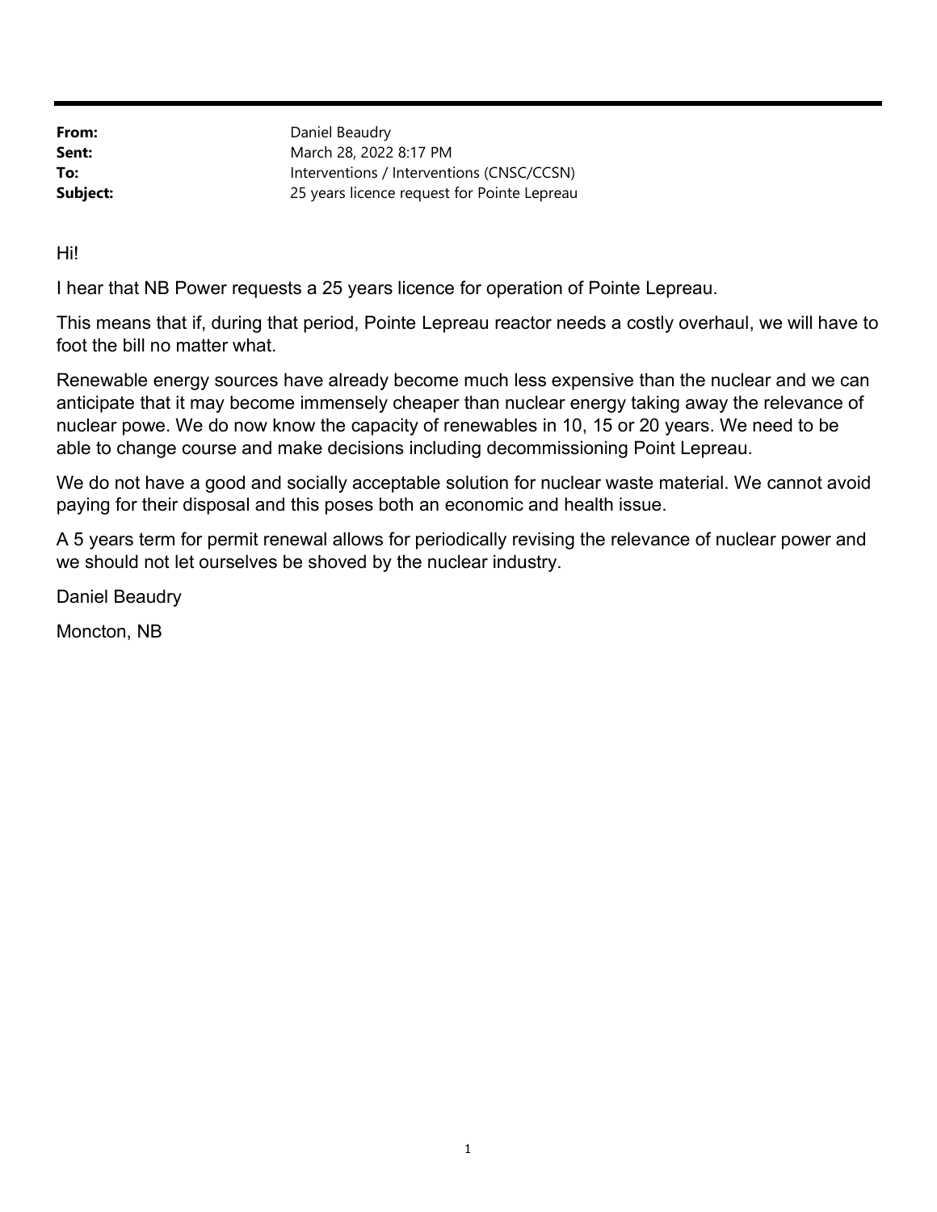**From:** Daniel Beaudry
**Sent:** March 28, 2022 8:17 PM
**To:** Interventions / Interventions (CNSC/CCSN)
**Subject:** 25 years licence request for Pointe Lepreau

Hi!

I hear that NB Power requests a 25 years licence for operation of Pointe Lepreau.

This means that if, during that period, Pointe Lepreau reactor needs a costly overhaul, we will have to foot the bill no matter what.

Renewable energy sources have already become much less expensive than the nuclear and we can anticipate that it may become immensely cheaper than nuclear energy taking away the relevance of nuclear powe. We do now know the capacity of renewables in 10, 15 or 20 years. We need to be able to change course and make decisions including decommissioning Point Lepreau.

We do not have a good and socially acceptable solution for nuclear waste material. We cannot avoid paying for their disposal and this poses both an economic and health issue.

A 5 years term for permit renewal allows for periodically revising the relevance of nuclear power and we should not let ourselves be shoved by the nuclear industry.

Daniel Beaudry

Moncton, NB